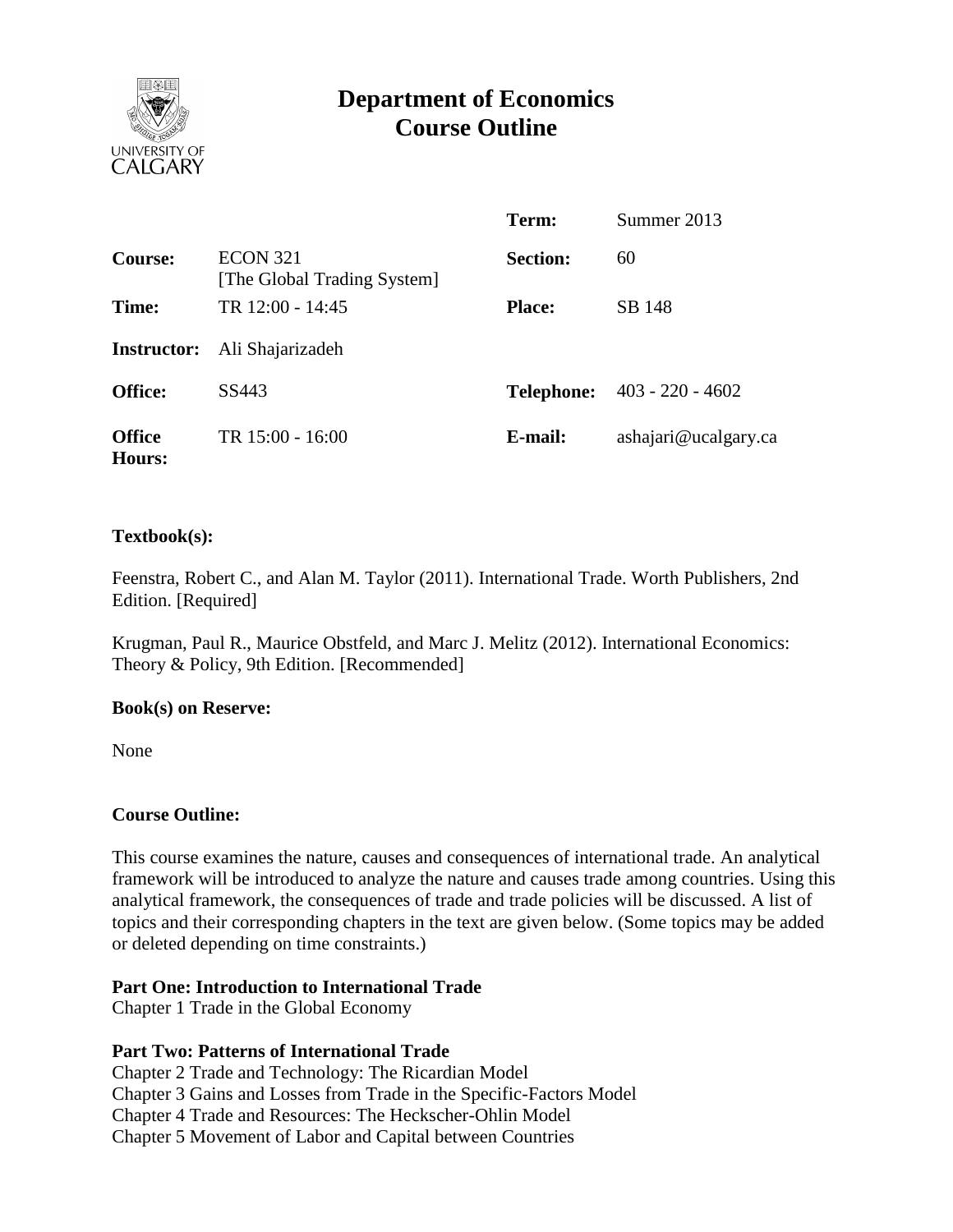# Department of Economics
# Course Outline

| | | | |
|---|---|---|---|
| | | **Term:** | Summer 2013 |
| **Course:** | ECON 321 [The Global Trading System] | **Section:** | 60 |
| **Time:** | TR 12:00 - 14:45 | **Place:** | SB 148 |
| **Instructor:** | Ali Shajarizadeh | | |
| **Office:** | SS443 | **Telephone:** | 403 - 220 - 4602 |
| **Office Hours:** | TR 15:00 - 16:00 | **E-mail:** | ashajari@ucalgary.ca |

**Textbook(s):**

Feenstra, Robert C., and Alan M. Taylor (2011). International Trade. Worth Publishers, 2nd Edition. [Required]

Krugman, Paul R., Maurice Obstfeld, and Marc J. Melitz (2012). International Economics: Theory & Policy, 9th Edition. [Recommended]

**Book(s) on Reserve:**

None

**Course Outline:**

This course examines the nature, causes and consequences of international trade. An analytical framework will be introduced to analyze the nature and causes trade among countries. Using this analytical framework, the consequences of trade and trade policies will be discussed. A list of topics and their corresponding chapters in the text are given below. (Some topics may be added or deleted depending on time constraints.)

**Part One: Introduction to International Trade**
Chapter 1 Trade in the Global Economy

**Part Two: Patterns of International Trade**
Chapter 2 Trade and Technology: The Ricardian Model
Chapter 3 Gains and Losses from Trade in the Specific-Factors Model
Chapter 4 Trade and Resources: The Heckscher-Ohlin Model
Chapter 5 Movement of Labor and Capital between Countries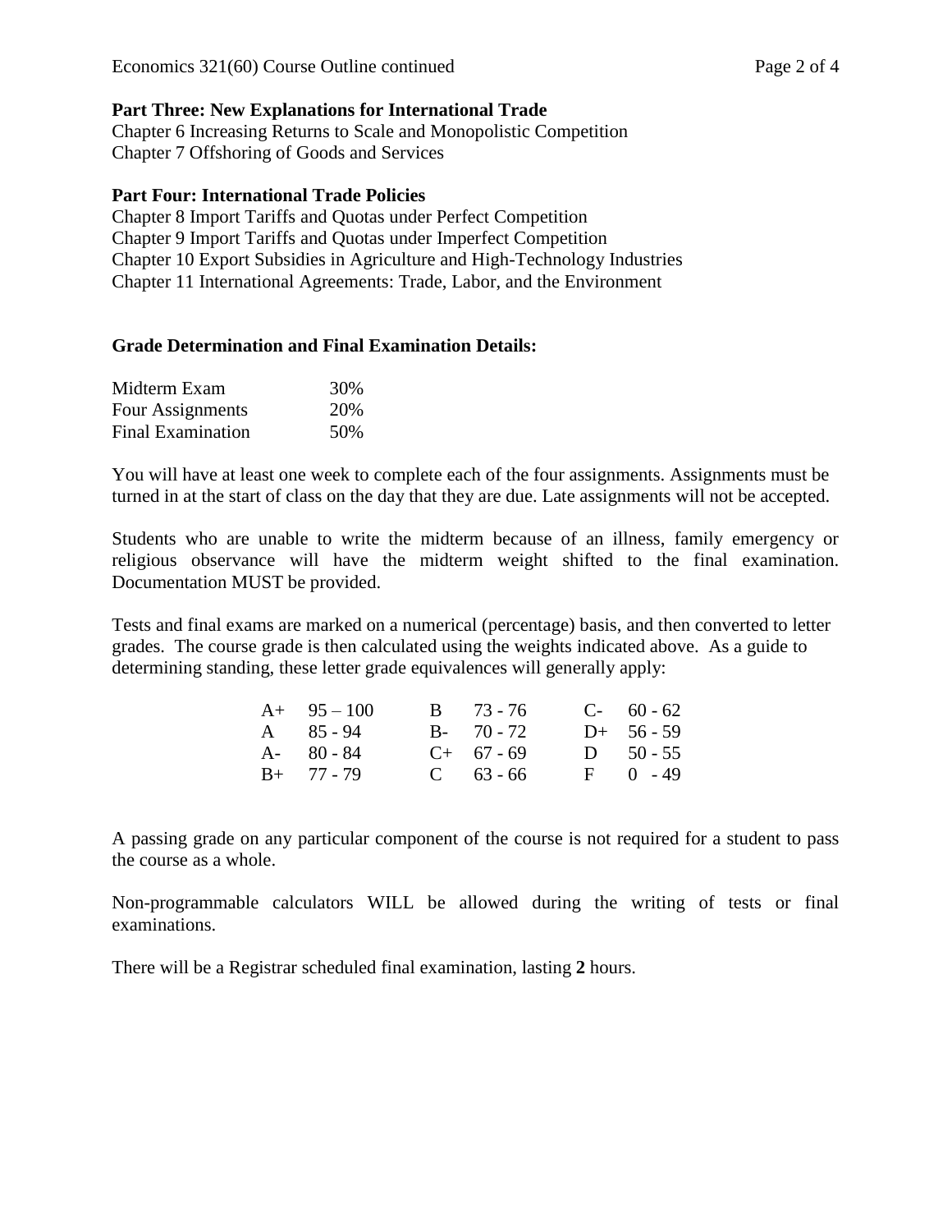**Part Three: New Explanations for International Trade**

Chapter 6 Increasing Returns to Scale and Monopolistic Competition
Chapter 7 Offshoring of Goods and Services

**Part Four: International Trade Policies**

Chapter 8 Import Tariffs and Quotas under Perfect Competition
Chapter 9 Import Tariffs and Quotas under Imperfect Competition
Chapter 10 Export Subsidies in Agriculture and High-Technology Industries
Chapter 11 International Agreements: Trade, Labor, and the Environment

**Grade Determination and Final Examination Details:**

| | |
|---|---|
| Midterm Exam | 30% |
| Four Assignments | 20% |
| Final Examination | 50% |

You will have at least one week to complete each of the four assignments. Assignments must be turned in at the start of class on the day that they are due. Late assignments will not be accepted.

Students who are unable to write the midterm because of an illness, family emergency or religious observance will have the midterm weight shifted to the final examination. Documentation MUST be provided.

Tests and final exams are marked on a numerical (percentage) basis, and then converted to letter grades. The course grade is then calculated using the weights indicated above. As a guide to determining standing, these letter grade equivalences will generally apply:

| | | | | | |
|---|---|---|---|---|---|
| A+ | 95 – 100 | B | 73 - 76 | C- | 60 - 62 |
| A | 85 - 94 | B- | 70 - 72 | D+ | 56 - 59 |
| A- | 80 - 84 | C+ | 67 - 69 | D | 50 - 55 |
| B+ | 77 - 79 | C | 63 - 66 | F | 0 - 49 |

A passing grade on any particular component of the course is not required for a student to pass the course as a whole.

Non-programmable calculators WILL be allowed during the writing of tests or final examinations.

There will be a Registrar scheduled final examination, lasting **2** hours.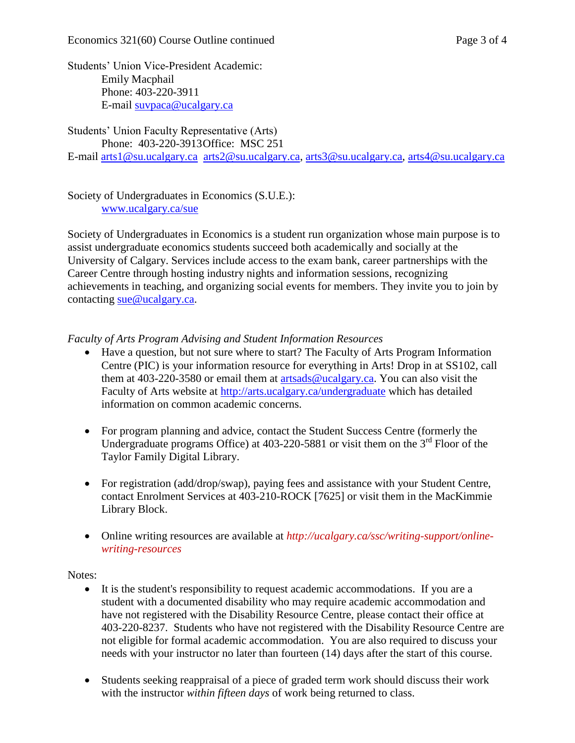Students' Union Vice-President Academic:

Emily Macphail
Phone: 403-220-3911
E-mail suvpaca@ucalgary.ca

Students' Union Faculty Representative (Arts)

Phone: 403-220-3913 Office: MSC 251
E-mail arts1@su.ucalgary.ca arts2@su.ucalgary.ca, arts3@su.ucalgary.ca, arts4@su.ucalgary.ca

Society of Undergraduates in Economics (S.U.E.):

www.ucalgary.ca/sue

Society of Undergraduates in Economics is a student run organization whose main purpose is to assist undergraduate economics students succeed both academically and socially at the University of Calgary. Services include access to the exam bank, career partnerships with the Career Centre through hosting industry nights and information sessions, recognizing achievements in teaching, and organizing social events for members. They invite you to join by contacting sue@ucalgary.ca.

*Faculty of Arts Program Advising and Student Information Resources*

- Have a question, but not sure where to start? The Faculty of Arts Program Information Centre (PIC) is your information resource for everything in Arts! Drop in at SS102, call them at 403-220-3580 or email them at artsads@ucalgary.ca. You can also visit the Faculty of Arts website at http://arts.ucalgary.ca/undergraduate which has detailed information on common academic concerns.

- For program planning and advice, contact the Student Success Centre (formerly the Undergraduate programs Office) at 403-220-5881 or visit them on the 3rd Floor of the Taylor Family Digital Library.

- For registration (add/drop/swap), paying fees and assistance with your Student Centre, contact Enrolment Services at 403-210-ROCK [7625] or visit them in the MacKimmie Library Block.

- Online writing resources are available at *http://ucalgary.ca/ssc/writing-support/online-writing-resources*

Notes:

- It is the student's responsibility to request academic accommodations. If you are a student with a documented disability who may require academic accommodation and have not registered with the Disability Resource Centre, please contact their office at 403-220-8237. Students who have not registered with the Disability Resource Centre are not eligible for formal academic accommodation. You are also required to discuss your needs with your instructor no later than fourteen (14) days after the start of this course.

- Students seeking reappraisal of a piece of graded term work should discuss their work with the instructor *within fifteen days* of work being returned to class.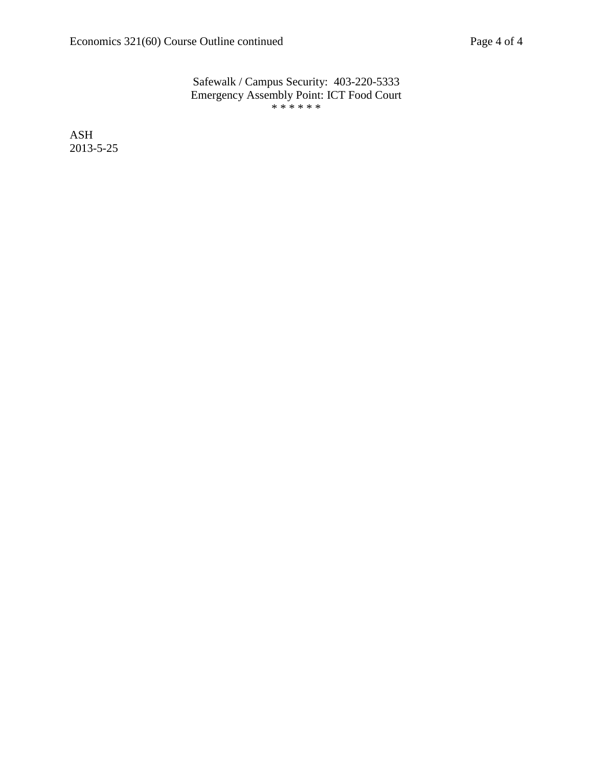Safewalk / Campus Security: 403-220-5333
Emergency Assembly Point: ICT Food Court
* * * * * *

ASH
2013-5-25